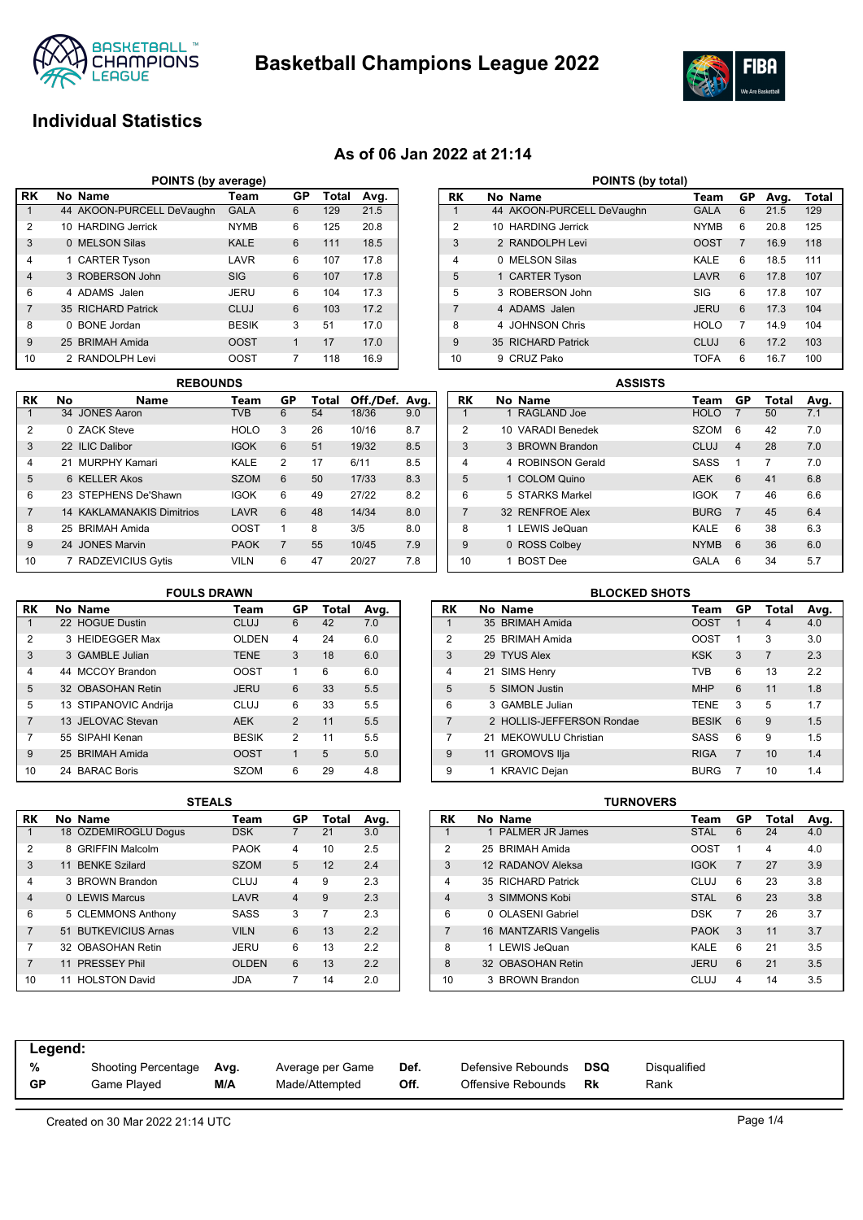# Basketball Champions League 2022

## Individual Statistics

### As of 06 Jan 2022 at 21:14

**POINTS (by average)**

| RK | No | Name | Team | GP | Total | Avg. |
|---|---|---|---|---|---|---|
| 1 | 44 | AKOON-PURCELL DeVaughn | GALA | 6 | 129 | 21.5 |
| 2 | 10 | HARDING Jerrick | NYMB | 6 | 125 | 20.8 |
| 3 | 0 | MELSON Silas | KALE | 6 | 111 | 18.5 |
| 4 | 1 | CARTER Tyson | LAVR | 6 | 107 | 17.8 |
| 4 | 3 | ROBERSON John | SIG | 6 | 107 | 17.8 |
| 6 | 4 | ADAMS Jalen | JERU | 6 | 104 | 17.3 |
| 7 | 35 | RICHARD Patrick | CLUJ | 6 | 103 | 17.2 |
| 8 | 0 | BONE Jordan | BESIK | 3 | 51 | 17.0 |
| 9 | 25 | BRIMAH Amida | OOST | 1 | 17 | 17.0 |
| 10 | 2 | RANDOLPH Levi | OOST | 7 | 118 | 16.9 |

**POINTS (by total)**

| RK | No | Name | Team | GP | Avg. | Total |
|---|---|---|---|---|---|---|
| 1 | 44 | AKOON-PURCELL DeVaughn | GALA | 6 | 21.5 | 129 |
| 2 | 10 | HARDING Jerrick | NYMB | 6 | 20.8 | 125 |
| 3 | 2 | RANDOLPH Levi | OOST | 7 | 16.9 | 118 |
| 4 | 0 | MELSON Silas | KALE | 6 | 18.5 | 111 |
| 5 | 1 | CARTER Tyson | LAVR | 6 | 17.8 | 107 |
| 5 | 3 | ROBERSON John | SIG | 6 | 17.8 | 107 |
| 7 | 4 | ADAMS Jalen | JERU | 6 | 17.3 | 104 |
| 8 | 4 | JOHNSON Chris | HOLO | 7 | 14.9 | 104 |
| 9 | 35 | RICHARD Patrick | CLUJ | 6 | 17.2 | 103 |
| 10 | 9 | CRUZ Pako | TOFA | 6 | 16.7 | 100 |

**REBOUNDS**

| RK | No | Name | Team | GP | Total | Off./Def. | Avg. |
|---|---|---|---|---|---|---|---|
| 1 | 34 | JONES Aaron | TVB | 6 | 54 | 18/36 | 9.0 |
| 2 | 0 | ZACK Steve | HOLO | 3 | 26 | 10/16 | 8.7 |
| 3 | 22 | ILIC Dalibor | IGOK | 6 | 51 | 19/32 | 8.5 |
| 4 | 21 | MURPHY Kamari | KALE | 2 | 17 | 6/11 | 8.5 |
| 5 | 6 | KELLER Akos | SZOM | 6 | 50 | 17/33 | 8.3 |
| 6 | 23 | STEPHENS De'Shawn | IGOK | 6 | 49 | 27/22 | 8.2 |
| 7 | 14 | KAKLAMANAKIS Dimitrios | LAVR | 6 | 48 | 14/34 | 8.0 |
| 8 | 25 | BRIMAH Amida | OOST | 1 | 8 | 3/5 | 8.0 |
| 9 | 24 | JONES Marvin | PAOK | 7 | 55 | 10/45 | 7.9 |
| 10 | 7 | RADZEVICIUS Gytis | VILN | 6 | 47 | 20/27 | 7.8 |

**ASSISTS**

| RK | No | Name | Team | GP | Total | Avg. |
|---|---|---|---|---|---|---|
| 1 | 1 | RAGLAND Joe | HOLO | 7 | 50 | 7.1 |
| 2 | 10 | VARADI Benedek | SZOM | 6 | 42 | 7.0 |
| 3 | 3 | BROWN Brandon | CLUJ | 4 | 28 | 7.0 |
| 4 | 4 | ROBINSON Gerald | SASS | 1 | 7 | 7.0 |
| 5 | 1 | COLOM Quino | AEK | 6 | 41 | 6.8 |
| 6 | 5 | STARKS Markel | IGOK | 7 | 46 | 6.6 |
| 7 | 32 | RENFROE Alex | BURG | 7 | 45 | 6.4 |
| 8 | 1 | LEWIS JeQuan | KALE | 6 | 38 | 6.3 |
| 9 | 0 | ROSS Colbey | NYMB | 6 | 36 | 6.0 |
| 10 | 1 | BOST Dee | GALA | 6 | 34 | 5.7 |

**FOULS DRAWN**

| RK | No | Name | Team | GP | Total | Avg. |
|---|---|---|---|---|---|---|
| 1 | 22 | HOGUE Dustin | CLUJ | 6 | 42 | 7.0 |
| 2 | 3 | HEIDEGGER Max | OLDEN | 4 | 24 | 6.0 |
| 3 | 3 | GAMBLE Julian | TENE | 3 | 18 | 6.0 |
| 4 | 44 | MCCOY Brandon | OOST | 1 | 6 | 6.0 |
| 5 | 32 | OBASOHAN Retin | JERU | 6 | 33 | 5.5 |
| 5 | 13 | STIPANOVIC Andrija | CLUJ | 6 | 33 | 5.5 |
| 7 | 13 | JELOVAC Stevan | AEK | 2 | 11 | 5.5 |
| 7 | 55 | SIPAHI Kenan | BESIK | 2 | 11 | 5.5 |
| 9 | 25 | BRIMAH Amida | OOST | 1 | 5 | 5.0 |
| 10 | 24 | BARAC Boris | SZOM | 6 | 29 | 4.8 |

**BLOCKED SHOTS**

| RK | No | Name | Team | GP | Total | Avg. |
|---|---|---|---|---|---|---|
| 1 | 35 | BRIMAH Amida | OOST | 1 | 4 | 4.0 |
| 2 | 25 | BRIMAH Amida | OOST | 1 | 3 | 3.0 |
| 3 | 29 | TYUS Alex | KSK | 3 | 7 | 2.3 |
| 4 | 21 | SIMS Henry | TVB | 6 | 13 | 2.2 |
| 5 | 5 | SIMON Justin | MHP | 6 | 11 | 1.8 |
| 6 | 3 | GAMBLE Julian | TENE | 3 | 5 | 1.7 |
| 7 | 2 | HOLLIS-JEFFERSON Rondae | BESIK | 6 | 9 | 1.5 |
| 7 | 21 | MEKOWULU Christian | SASS | 6 | 9 | 1.5 |
| 9 | 11 | GROMOVS Ilja | RIGA | 7 | 10 | 1.4 |
| 9 | 1 | KRAVIC Dejan | BURG | 7 | 10 | 1.4 |

**STEALS**

| RK | No | Name | Team | GP | Total | Avg. |
|---|---|---|---|---|---|---|
| 1 | 18 | ÖZDEMIROGLU Dogus | DSK | 7 | 21 | 3.0 |
| 2 | 8 | GRIFFIN Malcolm | PAOK | 4 | 10 | 2.5 |
| 3 | 11 | BENKE Szilard | SZOM | 5 | 12 | 2.4 |
| 4 | 3 | BROWN Brandon | CLUJ | 4 | 9 | 2.3 |
| 4 | 0 | LEWIS Marcus | LAVR | 4 | 9 | 2.3 |
| 6 | 5 | CLEMMONS Anthony | SASS | 3 | 7 | 2.3 |
| 7 | 51 | BUTKEVICIUS Arnas | VILN | 6 | 13 | 2.2 |
| 7 | 32 | OBASOHAN Retin | JERU | 6 | 13 | 2.2 |
| 7 | 11 | PRESSEY Phil | OLDEN | 6 | 13 | 2.2 |
| 10 | 11 | HOLSTON David | JDA | 7 | 14 | 2.0 |

**TURNOVERS**

| RK | No | Name | Team | GP | Total | Avg. |
|---|---|---|---|---|---|---|
| 1 | 1 | PALMER JR James | STAL | 6 | 24 | 4.0 |
| 2 | 25 | BRIMAH Amida | OOST | 1 | 4 | 4.0 |
| 3 | 12 | RADANOV Aleksa | IGOK | 7 | 27 | 3.9 |
| 4 | 35 | RICHARD Patrick | CLUJ | 6 | 23 | 3.8 |
| 4 | 3 | SIMMONS Kobi | STAL | 6 | 23 | 3.8 |
| 6 | 0 | OLASENI Gabriel | DSK | 7 | 26 | 3.7 |
| 7 | 16 | MANTZARIS Vangelis | PAOK | 3 | 11 | 3.7 |
| 8 | 1 | LEWIS JeQuan | KALE | 6 | 21 | 3.5 |
| 8 | 32 | OBASOHAN Retin | JERU | 6 | 21 | 3.5 |
| 10 | 3 | BROWN Brandon | CLUJ | 4 | 14 | 3.5 |

**Legend:**

| | | | | | | | |
|---|---|---|---|---|---|---|---|
| % | Shooting Percentage | Avg. | Average per Game | Def. | Defensive Rebounds | DSQ | Disqualified |
| GP | Game Played | M/A | Made/Attempted | Off. | Offensive Rebounds | Rk | Rank |

Created on 30 Mar 2022 21:14 UTC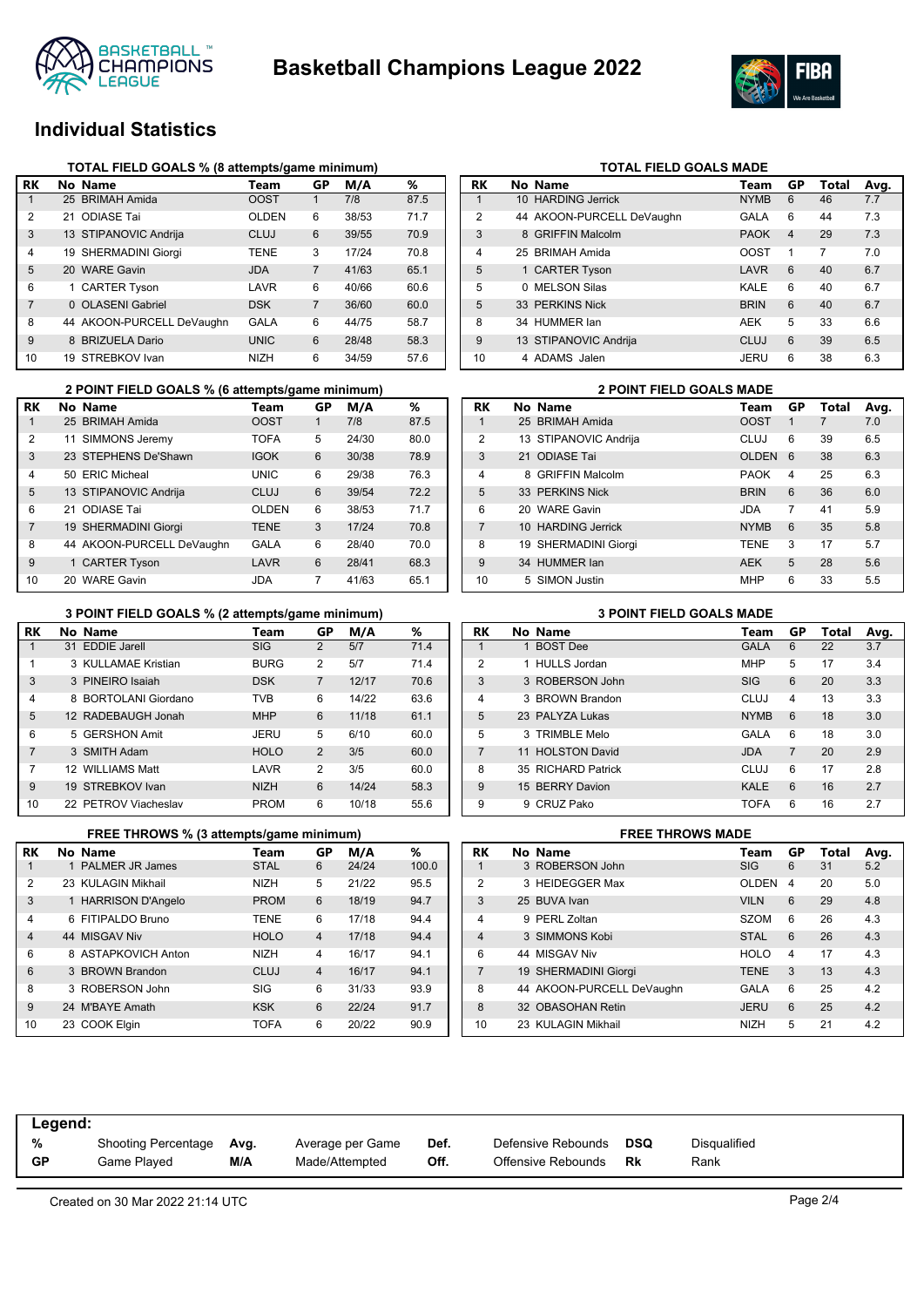# Basketball Champions League 2022

## Individual Statistics

### TOTAL FIELD GOALS % (8 attempts/game minimum)

| RK | No | Name | Team | GP | M/A | % |
|---|---|---|---|---|---|---|
| 1 | 25 | BRIMAH Amida | OOST | 1 | 7/8 | 87.5 |
| 2 | 21 | ODIASE Tai | OLDEN | 6 | 38/53 | 71.7 |
| 3 | 13 | STIPANOVIC Andrija | CLUJ | 6 | 39/55 | 70.9 |
| 4 | 19 | SHERMADINI Giorgi | TENE | 3 | 17/24 | 70.8 |
| 5 | 20 | WARE Gavin | JDA | 7 | 41/63 | 65.1 |
| 6 | 1 | CARTER Tyson | LAVR | 6 | 40/66 | 60.6 |
| 7 | 0 | OLASENI Gabriel | DSK | 7 | 36/60 | 60.0 |
| 8 | 44 | AKOON-PURCELL DeVaughn | GALA | 6 | 44/75 | 58.7 |
| 9 | 8 | BRIZUELA Dario | UNIC | 6 | 28/48 | 58.3 |
| 10 | 19 | STREBKOV Ivan | NIZH | 6 | 34/59 | 57.6 |

### TOTAL FIELD GOALS MADE

| RK | No | Name | Team | GP | Total | Avg. |
|---|---|---|---|---|---|---|
| 1 | 10 | HARDING Jerrick | NYMB | 6 | 46 | 7.7 |
| 2 | 44 | AKOON-PURCELL DeVaughn | GALA | 6 | 44 | 7.3 |
| 3 | 8 | GRIFFIN Malcolm | PAOK | 4 | 29 | 7.3 |
| 4 | 25 | BRIMAH Amida | OOST | 1 | 7 | 7.0 |
| 5 | 1 | CARTER Tyson | LAVR | 6 | 40 | 6.7 |
| 5 | 0 | MELSON Silas | KALE | 6 | 40 | 6.7 |
| 5 | 33 | PERKINS Nick | BRIN | 6 | 40 | 6.7 |
| 8 | 34 | HUMMER Ian | AEK | 5 | 33 | 6.6 |
| 9 | 13 | STIPANOVIC Andrija | CLUJ | 6 | 39 | 6.5 |
| 10 | 4 | ADAMS Jalen | JERU | 6 | 38 | 6.3 |

### 2 POINT FIELD GOALS % (6 attempts/game minimum)

| RK | No | Name | Team | GP | M/A | % |
|---|---|---|---|---|---|---|
| 1 | 25 | BRIMAH Amida | OOST | 1 | 7/8 | 87.5 |
| 2 | 11 | SIMMONS Jeremy | TOFA | 5 | 24/30 | 80.0 |
| 3 | 23 | STEPHENS De'Shawn | IGOK | 6 | 30/38 | 78.9 |
| 4 | 50 | ERIC Micheal | UNIC | 6 | 29/38 | 76.3 |
| 5 | 13 | STIPANOVIC Andrija | CLUJ | 6 | 39/54 | 72.2 |
| 6 | 21 | ODIASE Tai | OLDEN | 6 | 38/53 | 71.7 |
| 7 | 19 | SHERMADINI Giorgi | TENE | 3 | 17/24 | 70.8 |
| 8 | 44 | AKOON-PURCELL DeVaughn | GALA | 6 | 28/40 | 70.0 |
| 9 | 1 | CARTER Tyson | LAVR | 6 | 28/41 | 68.3 |
| 10 | 20 | WARE Gavin | JDA | 7 | 41/63 | 65.1 |

### 2 POINT FIELD GOALS MADE

| RK | No | Name | Team | GP | Total | Avg. |
|---|---|---|---|---|---|---|
| 1 | 25 | BRIMAH Amida | OOST | 1 | 7 | 7.0 |
| 2 | 13 | STIPANOVIC Andrija | CLUJ | 6 | 39 | 6.5 |
| 3 | 21 | ODIASE Tai | OLDEN | 6 | 38 | 6.3 |
| 4 | 8 | GRIFFIN Malcolm | PAOK | 4 | 25 | 6.3 |
| 5 | 33 | PERKINS Nick | BRIN | 6 | 36 | 6.0 |
| 6 | 20 | WARE Gavin | JDA | 7 | 41 | 5.9 |
| 7 | 10 | HARDING Jerrick | NYMB | 6 | 35 | 5.8 |
| 8 | 19 | SHERMADINI Giorgi | TENE | 3 | 17 | 5.7 |
| 9 | 34 | HUMMER Ian | AEK | 5 | 28 | 5.6 |
| 10 | 5 | SIMON Justin | MHP | 6 | 33 | 5.5 |

### 3 POINT FIELD GOALS % (2 attempts/game minimum)

| RK | No | Name | Team | GP | M/A | % |
|---|---|---|---|---|---|---|
| 1 | 31 | EDDIE Jarell | SIG | 2 | 5/7 | 71.4 |
| 1 | 3 | KULLAMAE Kristian | BURG | 2 | 5/7 | 71.4 |
| 3 | 3 | PINEIRO Isaiah | DSK | 7 | 12/17 | 70.6 |
| 4 | 8 | BORTOLANI Giordano | TVB | 6 | 14/22 | 63.6 |
| 5 | 12 | RADEBAUGH Jonah | MHP | 6 | 11/18 | 61.1 |
| 6 | 5 | GERSHON Amit | JERU | 5 | 6/10 | 60.0 |
| 7 | 3 | SMITH Adam | HOLO | 2 | 3/5 | 60.0 |
| 7 | 12 | WILLIAMS Matt | LAVR | 2 | 3/5 | 60.0 |
| 9 | 19 | STREBKOV Ivan | NIZH | 6 | 14/24 | 58.3 |
| 10 | 22 | PETROV Viacheslav | PROM | 6 | 10/18 | 55.6 |

### 3 POINT FIELD GOALS MADE

| RK | No | Name | Team | GP | Total | Avg. |
|---|---|---|---|---|---|---|
| 1 | 1 | BOST Dee | GALA | 6 | 22 | 3.7 |
| 2 | 1 | HULLS Jordan | MHP | 5 | 17 | 3.4 |
| 3 | 3 | ROBERSON John | SIG | 6 | 20 | 3.3 |
| 4 | 3 | BROWN Brandon | CLUJ | 4 | 13 | 3.3 |
| 5 | 23 | PALYZA Lukas | NYMB | 6 | 18 | 3.0 |
| 5 | 3 | TRIMBLE Melo | GALA | 6 | 18 | 3.0 |
| 7 | 11 | HOLSTON David | JDA | 7 | 20 | 2.9 |
| 8 | 35 | RICHARD Patrick | CLUJ | 6 | 17 | 2.8 |
| 9 | 15 | BERRY Davion | KALE | 6 | 16 | 2.7 |
| 9 | 9 | CRUZ Pako | TOFA | 6 | 16 | 2.7 |

### FREE THROWS % (3 attempts/game minimum)

| RK | No | Name | Team | GP | M/A | % |
|---|---|---|---|---|---|---|
| 1 | 1 | PALMER JR James | STAL | 6 | 24/24 | 100.0 |
| 2 | 23 | KULAGIN Mikhail | NIZH | 5 | 21/22 | 95.5 |
| 3 | 1 | HARRISON D'Angelo | PROM | 6 | 18/19 | 94.7 |
| 4 | 6 | FITIPALDO Bruno | TENE | 6 | 17/18 | 94.4 |
| 4 | 44 | MISGAV Niv | HOLO | 4 | 17/18 | 94.4 |
| 6 | 8 | ASTAPKOVICH Anton | NIZH | 4 | 16/17 | 94.1 |
| 6 | 3 | BROWN Brandon | CLUJ | 4 | 16/17 | 94.1 |
| 8 | 3 | ROBERSON John | SIG | 6 | 31/33 | 93.9 |
| 9 | 24 | M'BAYE Amath | KSK | 6 | 22/24 | 91.7 |
| 10 | 23 | COOK Elgin | TOFA | 6 | 20/22 | 90.9 |

### FREE THROWS MADE

| RK | No | Name | Team | GP | Total | Avg. |
|---|---|---|---|---|---|---|
| 1 | 3 | ROBERSON John | SIG | 6 | 31 | 5.2 |
| 2 | 3 | HEIDEGGER Max | OLDEN | 4 | 20 | 5.0 |
| 3 | 25 | BUVA Ivan | VILN | 6 | 29 | 4.8 |
| 4 | 9 | PERL Zoltan | SZOM | 6 | 26 | 4.3 |
| 4 | 3 | SIMMONS Kobi | STAL | 6 | 26 | 4.3 |
| 6 | 44 | MISGAV Niv | HOLO | 4 | 17 | 4.3 |
| 7 | 19 | SHERMADINI Giorgi | TENE | 3 | 13 | 4.3 |
| 8 | 44 | AKOON-PURCELL DeVaughn | GALA | 6 | 25 | 4.2 |
| 8 | 32 | OBASOHAN Retin | JERU | 6 | 25 | 4.2 |
| 10 | 23 | KULAGIN Mikhail | NIZH | 5 | 21 | 4.2 |

**Legend:**

| | | | | | | | |
|---|---|---|---|---|---|---|---|
| **%** | Shooting Percentage | **Avg.** | Average per Game | **Def.** | Defensive Rebounds | **DSQ** | Disqualified |
| **GP** | Game Played | **M/A** | Made/Attempted | **Off.** | Offensive Rebounds | **Rk** | Rank |

Created on 30 Mar 2022 21:14 UTC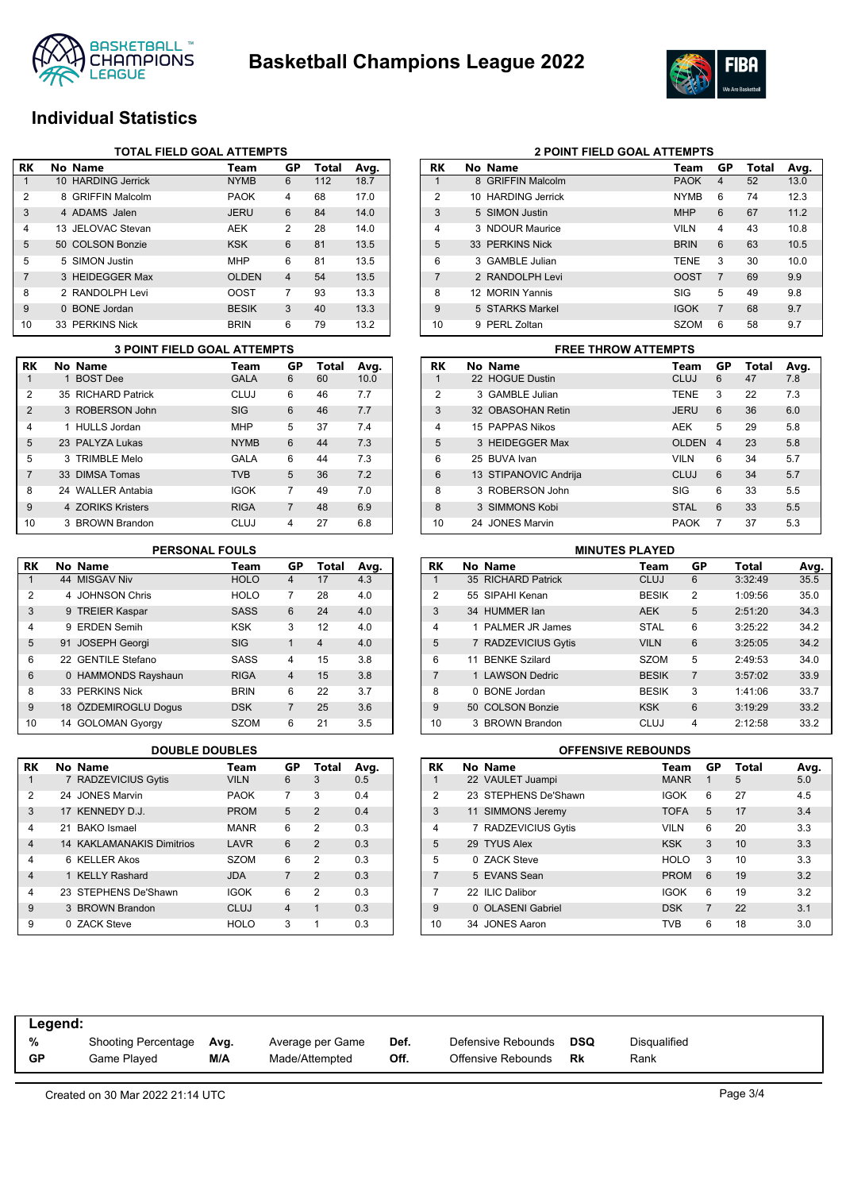# Basketball Champions League 2022

## Individual Statistics

### TOTAL FIELD GOAL ATTEMPTS

| RK | No | Name | Team | GP | Total | Avg. |
|---|---|---|---|---|---|---|
| 1 | 10 | HARDING Jerrick | NYMB | 6 | 112 | 18.7 |
| 2 | 8 | GRIFFIN Malcolm | PAOK | 4 | 68 | 17.0 |
| 3 | 4 | ADAMS Jalen | JERU | 6 | 84 | 14.0 |
| 4 | 13 | JELOVAC Stevan | AEK | 2 | 28 | 14.0 |
| 5 | 50 | COLSON Bonzie | KSK | 6 | 81 | 13.5 |
| 5 | 5 | SIMON Justin | MHP | 6 | 81 | 13.5 |
| 7 | 3 | HEIDEGGER Max | OLDEN | 4 | 54 | 13.5 |
| 8 | 2 | RANDOLPH Levi | OOST | 7 | 93 | 13.3 |
| 9 | 0 | BONE Jordan | BESIK | 3 | 40 | 13.3 |
| 10 | 33 | PERKINS Nick | BRIN | 6 | 79 | 13.2 |

### 2 POINT FIELD GOAL ATTEMPTS

| RK | No | Name | Team | GP | Total | Avg. |
|---|---|---|---|---|---|---|
| 1 | 8 | GRIFFIN Malcolm | PAOK | 4 | 52 | 13.0 |
| 2 | 10 | HARDING Jerrick | NYMB | 6 | 74 | 12.3 |
| 3 | 5 | SIMON Justin | MHP | 6 | 67 | 11.2 |
| 4 | 3 | NDOUR Maurice | VILN | 4 | 43 | 10.8 |
| 5 | 33 | PERKINS Nick | BRIN | 6 | 63 | 10.5 |
| 6 | 3 | GAMBLE Julian | TENE | 3 | 30 | 10.0 |
| 7 | 2 | RANDOLPH Levi | OOST | 7 | 69 | 9.9 |
| 8 | 12 | MORIN Yannis | SIG | 5 | 49 | 9.8 |
| 9 | 5 | STARKS Markel | IGOK | 7 | 68 | 9.7 |
| 10 | 9 | PERL Zoltan | SZOM | 6 | 58 | 9.7 |

### 3 POINT FIELD GOAL ATTEMPTS

| RK | No | Name | Team | GP | Total | Avg. |
|---|---|---|---|---|---|---|
| 1 | 1 | BOST Dee | GALA | 6 | 60 | 10.0 |
| 2 | 35 | RICHARD Patrick | CLUJ | 6 | 46 | 7.7 |
| 2 | 3 | ROBERSON John | SIG | 6 | 46 | 7.7 |
| 4 | 1 | HULLS Jordan | MHP | 5 | 37 | 7.4 |
| 5 | 23 | PALYZA Lukas | NYMB | 6 | 44 | 7.3 |
| 5 | 3 | TRIMBLE Melo | GALA | 6 | 44 | 7.3 |
| 7 | 33 | DIMSA Tomas | TVB | 5 | 36 | 7.2 |
| 8 | 24 | WALLER Antabia | IGOK | 7 | 49 | 7.0 |
| 9 | 4 | ZORIKS Kristers | RIGA | 7 | 48 | 6.9 |
| 10 | 3 | BROWN Brandon | CLUJ | 4 | 27 | 6.8 |

### FREE THROW ATTEMPTS

| RK | No | Name | Team | GP | Total | Avg. |
|---|---|---|---|---|---|---|
| 1 | 22 | HOGUE Dustin | CLUJ | 6 | 47 | 7.8 |
| 2 | 3 | GAMBLE Julian | TENE | 3 | 22 | 7.3 |
| 3 | 32 | OBASOHAN Retin | JERU | 6 | 36 | 6.0 |
| 4 | 15 | PAPPAS Nikos | AEK | 5 | 29 | 5.8 |
| 5 | 3 | HEIDEGGER Max | OLDEN | 4 | 23 | 5.8 |
| 6 | 25 | BUVA Ivan | VILN | 6 | 34 | 5.7 |
| 6 | 13 | STIPANOVIC Andrija | CLUJ | 6 | 34 | 5.7 |
| 8 | 3 | ROBERSON John | SIG | 6 | 33 | 5.5 |
| 8 | 3 | SIMMONS Kobi | STAL | 6 | 33 | 5.5 |
| 10 | 24 | JONES Marvin | PAOK | 7 | 37 | 5.3 |

### PERSONAL FOULS

| RK | No | Name | Team | GP | Total | Avg. |
|---|---|---|---|---|---|---|
| 1 | 44 | MISGAV Niv | HOLO | 4 | 17 | 4.3 |
| 2 | 4 | JOHNSON Chris | HOLO | 7 | 28 | 4.0 |
| 3 | 9 | TREIER Kaspar | SASS | 6 | 24 | 4.0 |
| 4 | 9 | ERDEN Semih | KSK | 3 | 12 | 4.0 |
| 5 | 91 | JOSEPH Georgi | SIG | 1 | 4 | 4.0 |
| 6 | 22 | GENTILE Stefano | SASS | 4 | 15 | 3.8 |
| 6 | 0 | HAMMONDS Rayshaun | RIGA | 4 | 15 | 3.8 |
| 8 | 33 | PERKINS Nick | BRIN | 6 | 22 | 3.7 |
| 9 | 18 | ÖZDEMIROGLU Dogus | DSK | 7 | 25 | 3.6 |
| 10 | 14 | GOLOMAN Gyorgy | SZOM | 6 | 21 | 3.5 |

### MINUTES PLAYED

| RK | No | Name | Team | GP | Total | Avg. |
|---|---|---|---|---|---|---|
| 1 | 35 | RICHARD Patrick | CLUJ | 6 | 3:32:49 | 35.5 |
| 2 | 55 | SIPAHI Kenan | BESIK | 2 | 1:09:56 | 35.0 |
| 3 | 34 | HUMMER Ian | AEK | 5 | 2:51:20 | 34.3 |
| 4 | 1 | PALMER JR James | STAL | 6 | 3:25:22 | 34.2 |
| 5 | 7 | RADZEVICIUS Gytis | VILN | 6 | 3:25:05 | 34.2 |
| 6 | 11 | BENKE Szilard | SZOM | 5 | 2:49:53 | 34.0 |
| 7 | 1 | LAWSON Dedric | BESIK | 7 | 3:57:02 | 33.9 |
| 8 | 0 | BONE Jordan | BESIK | 3 | 1:41:06 | 33.7 |
| 9 | 50 | COLSON Bonzie | KSK | 6 | 3:19:29 | 33.2 |
| 10 | 3 | BROWN Brandon | CLUJ | 4 | 2:12:58 | 33.2 |

### DOUBLE DOUBLES

| RK | No | Name | Team | GP | Total | Avg. |
|---|---|---|---|---|---|---|
| 1 | 7 | RADZEVICIUS Gytis | VILN | 6 | 3 | 0.5 |
| 2 | 24 | JONES Marvin | PAOK | 7 | 3 | 0.4 |
| 3 | 17 | KENNEDY D.J. | PROM | 5 | 2 | 0.4 |
| 4 | 21 | BAKO Ismael | MANR | 6 | 2 | 0.3 |
| 4 | 14 | KAKLAMANAKIS Dimitrios | LAVR | 6 | 2 | 0.3 |
| 4 | 6 | KELLER Akos | SZOM | 6 | 2 | 0.3 |
| 4 | 1 | KELLY Rashard | JDA | 7 | 2 | 0.3 |
| 4 | 23 | STEPHENS De'Shawn | IGOK | 6 | 2 | 0.3 |
| 9 | 3 | BROWN Brandon | CLUJ | 4 | 1 | 0.3 |
| 9 | 0 | ZACK Steve | HOLO | 3 | 1 | 0.3 |

### OFFENSIVE REBOUNDS

| RK | No | Name | Team | GP | Total | Avg. |
|---|---|---|---|---|---|---|
| 1 | 22 | VAULET Juampi | MANR | 1 | 5 | 5.0 |
| 2 | 23 | STEPHENS De'Shawn | IGOK | 6 | 27 | 4.5 |
| 3 | 11 | SIMMONS Jeremy | TOFA | 5 | 17 | 3.4 |
| 4 | 7 | RADZEVICIUS Gytis | VILN | 6 | 20 | 3.3 |
| 5 | 29 | TYUS Alex | KSK | 3 | 10 | 3.3 |
| 5 | 0 | ZACK Steve | HOLO | 3 | 10 | 3.3 |
| 7 | 5 | EVANS Sean | PROM | 6 | 19 | 3.2 |
| 7 | 22 | ILIC Dalibor | IGOK | 6 | 19 | 3.2 |
| 9 | 0 | OLASENI Gabriel | DSK | 7 | 22 | 3.1 |
| 10 | 34 | JONES Aaron | TVB | 6 | 18 | 3.0 |

**Legend:**

| | | | | | | | |
|---|---|---|---|---|---|---|---|
| **%** | Shooting Percentage | **Avg.** | Average per Game | **Def.** | Defensive Rebounds | **DSQ** | Disqualified |
| **GP** | Game Played | **M/A** | Made/Attempted | **Off.** | Offensive Rebounds | **Rk** | Rank |

Created on 30 Mar 2022 21:14 UTC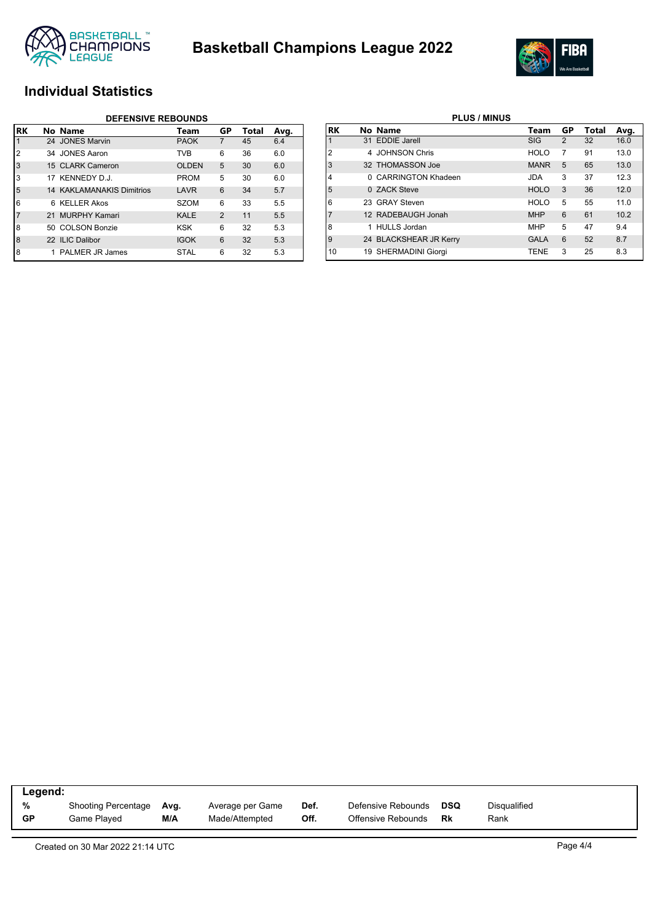# Basketball Champions League 2022

## Individual Statistics

### DEFENSIVE REBOUNDS

| RK | No | Name | Team | GP | Total | Avg. |
|---|---|---|---|---|---|---|
| 1 | 24 | JONES Marvin | PAOK | 7 | 45 | 6.4 |
| 2 | 34 | JONES Aaron | TVB | 6 | 36 | 6.0 |
| 3 | 15 | CLARK Cameron | OLDEN | 5 | 30 | 6.0 |
| 3 | 17 | KENNEDY D.J. | PROM | 5 | 30 | 6.0 |
| 5 | 14 | KAKLAMANAKIS Dimitrios | LAVR | 6 | 34 | 5.7 |
| 6 | 6 | KELLER Akos | SZOM | 6 | 33 | 5.5 |
| 7 | 21 | MURPHY Kamari | KALE | 2 | 11 | 5.5 |
| 8 | 50 | COLSON Bonzie | KSK | 6 | 32 | 5.3 |
| 8 | 22 | ILIC Dalibor | IGOK | 6 | 32 | 5.3 |
| 8 | 1 | PALMER JR James | STAL | 6 | 32 | 5.3 |

### PLUS / MINUS

| RK | No | Name | Team | GP | Total | Avg. |
|---|---|---|---|---|---|---|
| 1 | 31 | EDDIE Jarell | SIG | 2 | 32 | 16.0 |
| 2 | 4 | JOHNSON Chris | HOLO | 7 | 91 | 13.0 |
| 3 | 32 | THOMASSON Joe | MANR | 5 | 65 | 13.0 |
| 4 | 0 | CARRINGTON Khadeen | JDA | 3 | 37 | 12.3 |
| 5 | 0 | ZACK Steve | HOLO | 3 | 36 | 12.0 |
| 6 | 23 | GRAY Steven | HOLO | 5 | 55 | 11.0 |
| 7 | 12 | RADEBAUGH Jonah | MHP | 6 | 61 | 10.2 |
| 8 | 1 | HULLS Jordan | MHP | 5 | 47 | 9.4 |
| 9 | 24 | BLACKSHEAR JR Kerry | GALA | 6 | 52 | 8.7 |
| 10 | 19 | SHERMADINI Giorgi | TENE | 3 | 25 | 8.3 |

**Legend:**

| | | | | | | | |
|---|---|---|---|---|---|---|---|
| **%** | Shooting Percentage | **Avg.** | Average per Game | **Def.** | Defensive Rebounds | **DSQ** | Disqualified |
| **GP** | Game Played | **M/A** | Made/Attempted | **Off.** | Offensive Rebounds | **Rk** | Rank |

Created on 30 Mar 2022 21:14 UTC